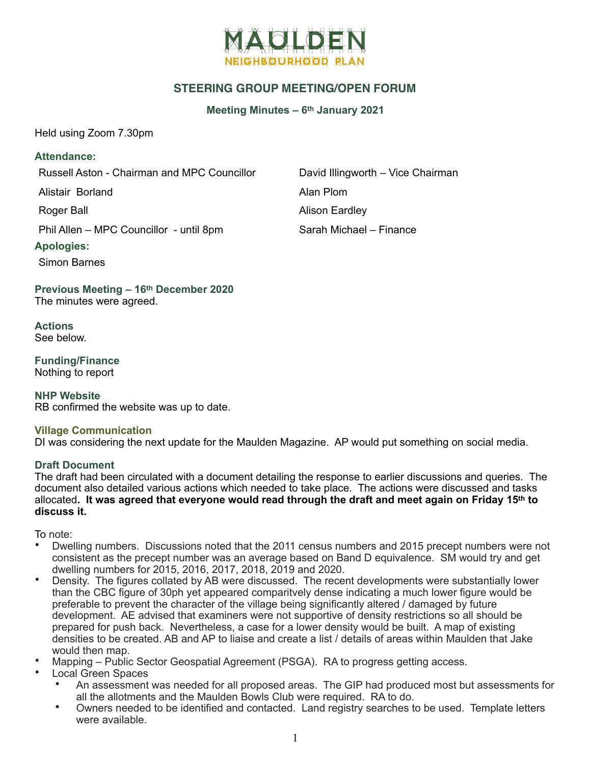# MAULDEN NEIGHBOURHOOD PLAN

## STEERING GROUP MEETING/OPEN FORUM

### Meeting Minutes – 6th January 2021

Held using Zoom 7.30pm

**Attendance:**

Russell Aston - Chairman and MPC Councillor

Alistair Borland

Roger Ball

Phil Allen – MPC Councillor - until 8pm

David Illingworth – Vice Chairman

Alan Plom

Alison Eardley

Sarah Michael – Finance

**Apologies:**

Simon Barnes

**Previous Meeting – 16th December 2020**

The minutes were agreed.

**Actions**

See below.

**Funding/Finance**

Nothing to report

**NHP Website**

RB confirmed the website was up to date.

**Village Communication**

DI was considering the next update for the Maulden Magazine. AP would put something on social media.

**Draft Document**

The draft had been circulated with a document detailing the response to earlier discussions and queries. The document also detailed various actions which needed to take place. The actions were discussed and tasks allocated**. It was agreed that everyone would read through the draft and meet again on Friday 15th to discuss it.**

To note:

- Dwelling numbers. Discussions noted that the 2011 census numbers and 2015 precept numbers were not consistent as the precept number was an average based on Band D equivalence. SM would try and get dwelling numbers for 2015, 2016, 2017, 2018, 2019 and 2020.
- Density. The figures collated by AB were discussed. The recent developments were substantially lower than the CBC figure of 30ph yet appeared comparitvely dense indicating a much lower figure would be preferable to prevent the character of the village being significantly altered / damaged by future development. AE advised that examiners were not supportive of density restrictions so all should be prepared for push back. Nevertheless, a case for a lower density would be built. A map of existing densities to be created. AB and AP to liaise and create a list / details of areas within Maulden that Jake would then map.
- Mapping – Public Sector Geospatial Agreement (PSGA). RA to progress getting access.
- Local Green Spaces
  - An assessment was needed for all proposed areas. The GIP had produced most but assessments for all the allotments and the Maulden Bowls Club were required. RA to do.
  - Owners needed to be identified and contacted. Land registry searches to be used. Template letters were available.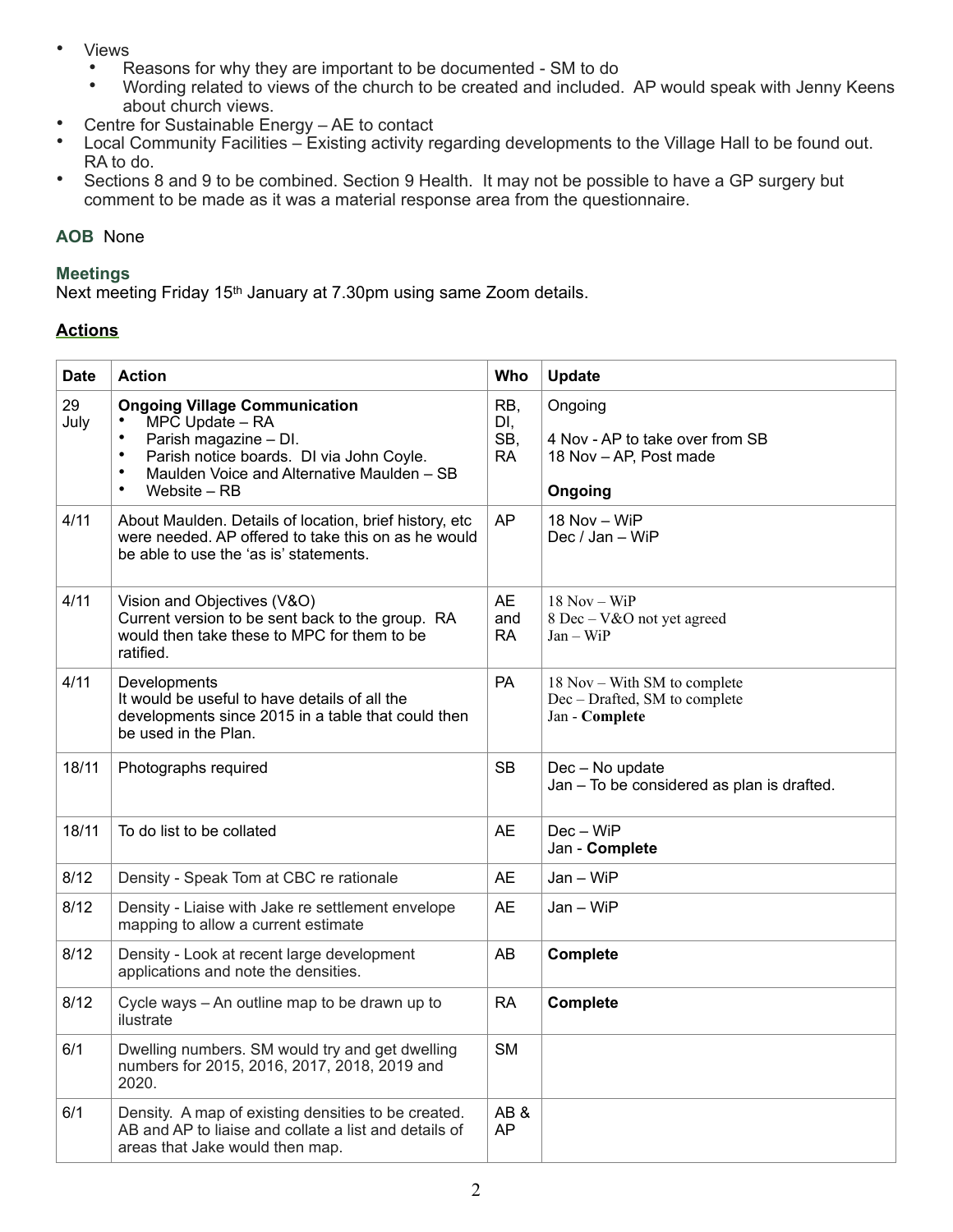- Views
    - Reasons for why they are important to be documented - SM to do
    - Wording related to views of the church to be created and included. AP would speak with Jenny Keens about church views.
- Centre for Sustainable Energy – AE to contact
- Local Community Facilities – Existing activity regarding developments to the Village Hall to be found out. RA to do.
- Sections 8 and 9 to be combined. Section 9 Health. It may not be possible to have a GP surgery but comment to be made as it was a material response area from the questionnaire.

### AOB None

### Meetings

Next meeting Friday 15th January at 7.30pm using same Zoom details.

### Actions

| Date | Action | Who | Update |
|---|---|---|---|
| 29 July | **Ongoing Village Communication**<br>• MPC Update – RA<br>• Parish magazine – DI.<br>• Parish notice boards. DI via John Coyle.<br>• Maulden Voice and Alternative Maulden – SB<br>• Website – RB | RB, DI, SB, RA | Ongoing<br><br>4 Nov - AP to take over from SB<br>18 Nov – AP, Post made<br><br>**Ongoing** |
| 4/11 | About Maulden. Details of location, brief history, etc were needed. AP offered to take this on as he would be able to use the 'as is' statements. | AP | 18 Nov – WiP<br>Dec / Jan – WiP |
| 4/11 | Vision and Objectives (V&O)<br>Current version to be sent back to the group. RA would then take these to MPC for them to be ratified. | AE and RA | 18 Nov – WiP<br>8 Dec – V&O not yet agreed<br>Jan – WiP |
| 4/11 | Developments<br>It would be useful to have details of all the developments since 2015 in a table that could then be used in the Plan. | PA | 18 Nov – With SM to complete<br>Dec – Drafted, SM to complete<br>Jan - **Complete** |
| 18/11 | Photographs required | SB | Dec – No update<br>Jan – To be considered as plan is drafted. |
| 18/11 | To do list to be collated | AE | Dec – WiP<br>Jan - **Complete** |
| 8/12 | Density - Speak Tom at CBC re rationale | AE | Jan – WiP |
| 8/12 | Density - Liaise with Jake re settlement envelope mapping to allow a current estimate | AE | Jan – WiP |
| 8/12 | Density - Look at recent large development applications and note the densities. | AB | **Complete** |
| 8/12 | Cycle ways – An outline map to be drawn up to ilustrate | RA | **Complete** |
| 6/1 | Dwelling numbers. SM would try and get dwelling numbers for 2015, 2016, 2017, 2018, 2019 and 2020. | SM | |
| 6/1 | Density. A map of existing densities to be created. AB and AP to liaise and collate a list and details of areas that Jake would then map. | AB & AP | |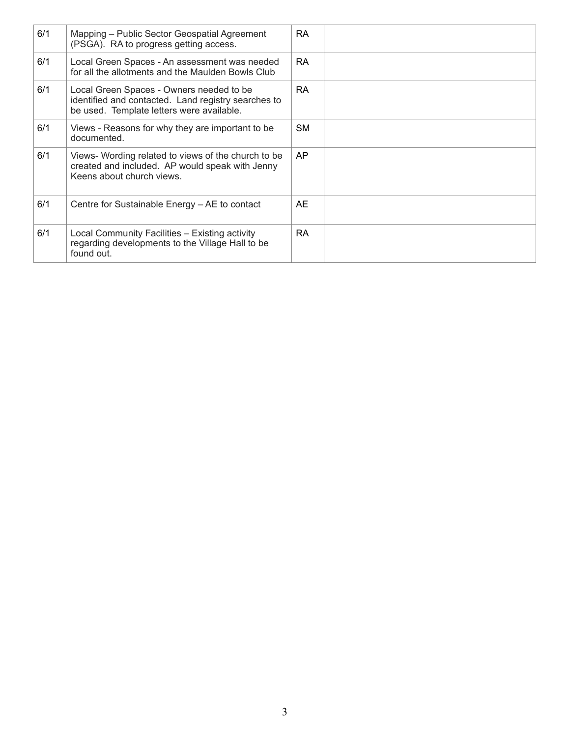| | | | |
|---|---|---|---|
| 6/1 | Mapping – Public Sector Geospatial Agreement (PSGA). RA to progress getting access. | RA | |
| 6/1 | Local Green Spaces - An assessment was needed for all the allotments and the Maulden Bowls Club | RA | |
| 6/1 | Local Green Spaces - Owners needed to be identified and contacted. Land registry searches to be used. Template letters were available. | RA | |
| 6/1 | Views - Reasons for why they are important to be documented. | SM | |
| 6/1 | Views- Wording related to views of the church to be created and included. AP would speak with Jenny Keens about church views. | AP | |
| 6/1 | Centre for Sustainable Energy – AE to contact | AE | |
| 6/1 | Local Community Facilities – Existing activity regarding developments to the Village Hall to be found out. | RA | |